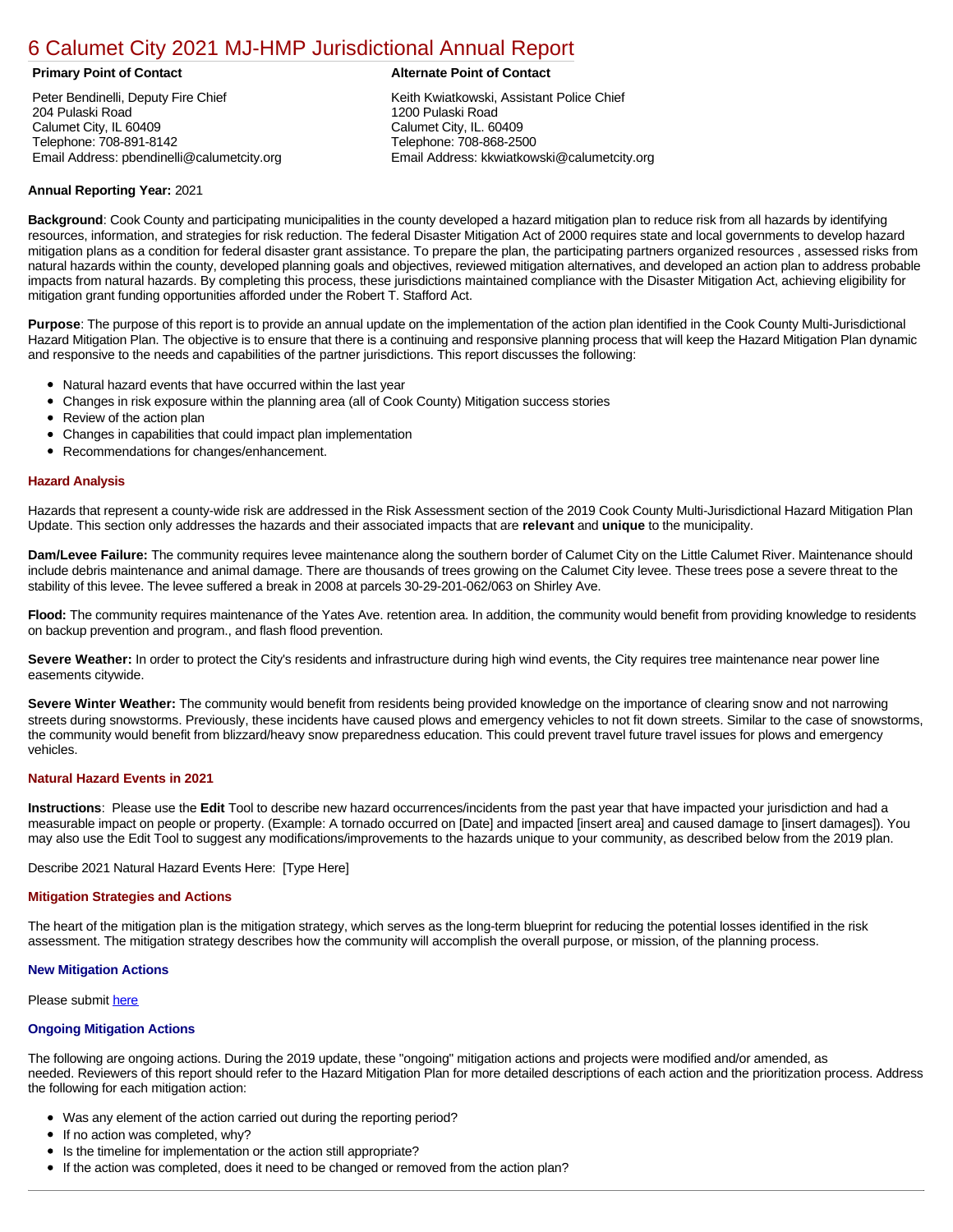# 6 Calumet City 2021 MJ-HMP Jurisdictional Annual Report

**Primary Point of Contact**

Peter Bendinelli, Deputy Fire Chief
204 Pulaski Road
Calumet City, IL 60409
Telephone: 708-891-8142
Email Address: pbendinelli@calumetcity.org

**Alternate Point of Contact**

Keith Kwiatkowski, Assistant Police Chief
1200 Pulaski Road
Calumet City, IL. 60409
Telephone: 708-868-2500
Email Address: kkwiatkowski@calumetcity.org

**Annual Reporting Year:** 2021

**Background**: Cook County and participating municipalities in the county developed a hazard mitigation plan to reduce risk from all hazards by identifying resources, information, and strategies for risk reduction. The federal Disaster Mitigation Act of 2000 requires state and local governments to develop hazard mitigation plans as a condition for federal disaster grant assistance. To prepare the plan, the participating partners organized resources , assessed risks from natural hazards within the county, developed planning goals and objectives, reviewed mitigation alternatives, and developed an action plan to address probable impacts from natural hazards. By completing this process, these jurisdictions maintained compliance with the Disaster Mitigation Act, achieving eligibility for mitigation grant funding opportunities afforded under the Robert T. Stafford Act.

**Purpose**: The purpose of this report is to provide an annual update on the implementation of the action plan identified in the Cook County Multi-Jurisdictional Hazard Mitigation Plan. The objective is to ensure that there is a continuing and responsive planning process that will keep the Hazard Mitigation Plan dynamic and responsive to the needs and capabilities of the partner jurisdictions. This report discusses the following:

- Natural hazard events that have occurred within the last year
- Changes in risk exposure within the planning area (all of Cook County) Mitigation success stories
- Review of the action plan
- Changes in capabilities that could impact plan implementation
- Recommendations for changes/enhancement.

### Hazard Analysis

Hazards that represent a county-wide risk are addressed in the Risk Assessment section of the 2019 Cook County Multi-Jurisdictional Hazard Mitigation Plan Update. This section only addresses the hazards and their associated impacts that are **relevant** and **unique** to the municipality.

**Dam/Levee Failure:** The community requires levee maintenance along the southern border of Calumet City on the Little Calumet River. Maintenance should include debris maintenance and animal damage. There are thousands of trees growing on the Calumet City levee. These trees pose a severe threat to the stability of this levee. The levee suffered a break in 2008 at parcels 30-29-201-062/063 on Shirley Ave.

**Flood:** The community requires maintenance of the Yates Ave. retention area. In addition, the community would benefit from providing knowledge to residents on backup prevention and program., and flash flood prevention.

**Severe Weather:** In order to protect the City's residents and infrastructure during high wind events, the City requires tree maintenance near power line easements citywide.

**Severe Winter Weather:** The community would benefit from residents being provided knowledge on the importance of clearing snow and not narrowing streets during snowstorms. Previously, these incidents have caused plows and emergency vehicles to not fit down streets. Similar to the case of snowstorms, the community would benefit from blizzard/heavy snow preparedness education. This could prevent travel future travel issues for plows and emergency vehicles.

### Natural Hazard Events in 2021

**Instructions**: Please use the **Edit** Tool to describe new hazard occurrences/incidents from the past year that have impacted your jurisdiction and had a measurable impact on people or property. (Example: A tornado occurred on [Date] and impacted [insert area] and caused damage to [insert damages]). You may also use the Edit Tool to suggest any modifications/improvements to the hazards unique to your community, as described below from the 2019 plan.

Describe 2021 Natural Hazard Events Here: [Type Here]

### Mitigation Strategies and Actions

The heart of the mitigation plan is the mitigation strategy, which serves as the long-term blueprint for reducing the potential losses identified in the risk assessment. The mitigation strategy describes how the community will accomplish the overall purpose, or mission, of the planning process.

### New Mitigation Actions

Please submit here

### Ongoing Mitigation Actions

The following are ongoing actions. During the 2019 update, these "ongoing" mitigation actions and projects were modified and/or amended, as needed. Reviewers of this report should refer to the Hazard Mitigation Plan for more detailed descriptions of each action and the prioritization process. Address the following for each mitigation action:

- Was any element of the action carried out during the reporting period?
- If no action was completed, why?
- Is the timeline for implementation or the action still appropriate?
- If the action was completed, does it need to be changed or removed from the action plan?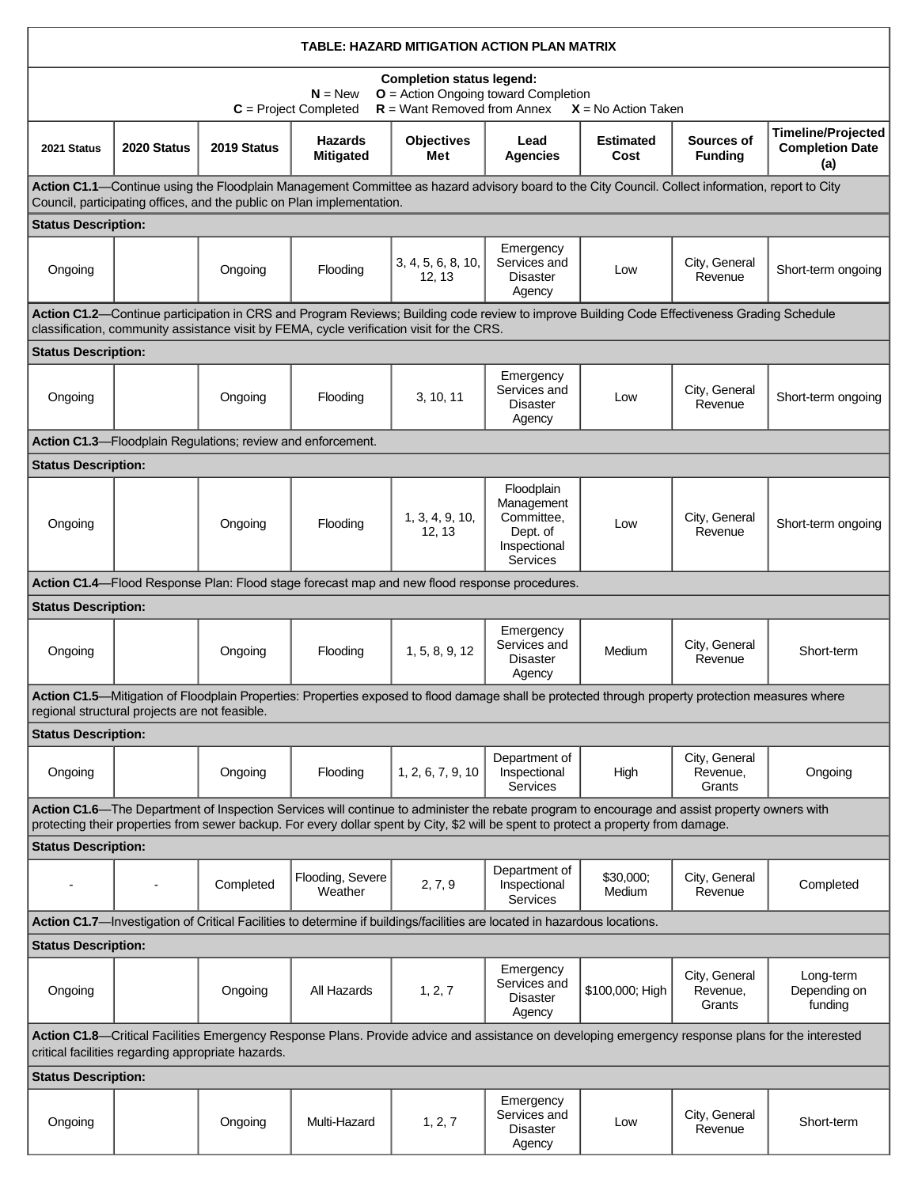**TABLE: HAZARD MITIGATION ACTION PLAN MATRIX**

**Completion status legend:**
**N** = New **O** = Action Ongoing toward Completion
**C** = Project Completed **R** = Want Removed from Annex **X** = No Action Taken

| 2021 Status | 2020 Status | 2019 Status | Hazards Mitigated | Objectives Met | Lead Agencies | Estimated Cost | Sources of Funding | Timeline/Projected Completion Date (a) |
|---|---|---|---|---|---|---|---|---|
| **Action C1.1**—Continue using the Floodplain Management Committee as hazard advisory board to the City Council. Collect information, report to City Council, participating offices, and the public on Plan implementation. | | | | | | | | |
| **Status Description:** | | | | | | | | |
| Ongoing | | Ongoing | Flooding | 3, 4, 5, 6, 8, 10, 12, 13 | Emergency Services and Disaster Agency | Low | City, General Revenue | Short-term ongoing |
| **Action C1.2**—Continue participation in CRS and Program Reviews; Building code review to improve Building Code Effectiveness Grading Schedule classification, community assistance visit by FEMA, cycle verification visit for the CRS. | | | | | | | | |
| **Status Description:** | | | | | | | | |
| Ongoing | | Ongoing | Flooding | 3, 10, 11 | Emergency Services and Disaster Agency | Low | City, General Revenue | Short-term ongoing |
| **Action C1.3**—Floodplain Regulations; review and enforcement. | | | | | | | | |
| **Status Description:** | | | | | | | | |
| Ongoing | | Ongoing | Flooding | 1, 3, 4, 9, 10, 12, 13 | Floodplain Management Committee, Dept. of Inspectional Services | Low | City, General Revenue | Short-term ongoing |
| **Action C1.4**—Flood Response Plan: Flood stage forecast map and new flood response procedures. | | | | | | | | |
| **Status Description:** | | | | | | | | |
| Ongoing | | Ongoing | Flooding | 1, 5, 8, 9, 12 | Emergency Services and Disaster Agency | Medium | City, General Revenue | Short-term |
| **Action C1.5**—Mitigation of Floodplain Properties: Properties exposed to flood damage shall be protected through property protection measures where regional structural projects are not feasible. | | | | | | | | |
| **Status Description:** | | | | | | | | |
| Ongoing | | Ongoing | Flooding | 1, 2, 6, 7, 9, 10 | Department of Inspectional Services | High | City, General Revenue, Grants | Ongoing |
| **Action C1.6**—The Department of Inspection Services will continue to administer the rebate program to encourage and assist property owners with protecting their properties from sewer backup. For every dollar spent by City, $2 will be spent to protect a property from damage. | | | | | | | | |
| **Status Description:** | | | | | | | | |
| - | - | Completed | Flooding, Severe Weather | 2, 7, 9 | Department of Inspectional Services | $30,000; Medium | City, General Revenue | Completed |
| **Action C1.7**—Investigation of Critical Facilities to determine if buildings/facilities are located in hazardous locations. | | | | | | | | |
| **Status Description:** | | | | | | | | |
| Ongoing | | Ongoing | All Hazards | 1, 2, 7 | Emergency Services and Disaster Agency | $100,000; High | City, General Revenue, Grants | Long-term Depending on funding |
| **Action C1.8**—Critical Facilities Emergency Response Plans. Provide advice and assistance on developing emergency response plans for the interested critical facilities regarding appropriate hazards. | | | | | | | | |
| **Status Description:** | | | | | | | | |
| Ongoing | | Ongoing | Multi-Hazard | 1, 2, 7 | Emergency Services and Disaster Agency | Low | City, General Revenue | Short-term |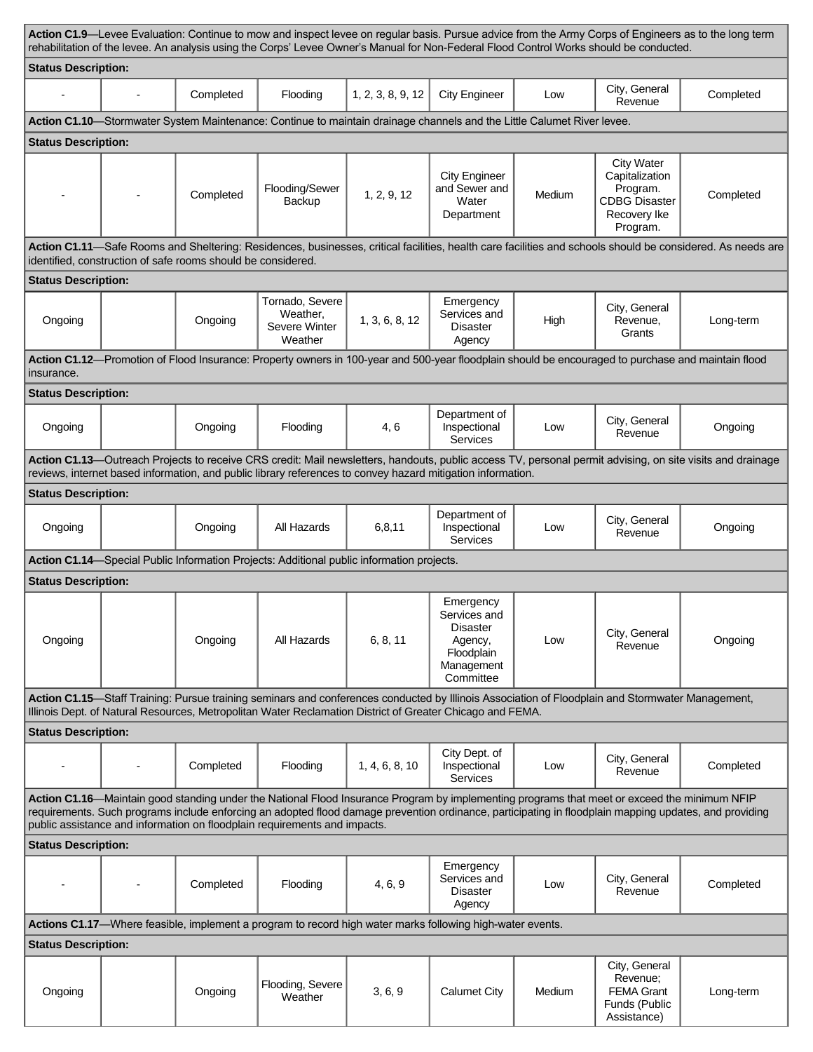| | | | | | | | | |
|---|---|---|---|---|---|---|---|---|
| **Action C1.9**—Levee Evaluation: Continue to mow and inspect levee on regular basis. Pursue advice from the Army Corps of Engineers as to the long term rehabilitation of the levee. An analysis using the Corps' Levee Owner's Manual for Non-Federal Flood Control Works should be conducted. | | | | | | | | |
| **Status Description:** | | | | | | | | |
| - | - | Completed | Flooding | 1, 2, 3, 8, 9, 12 | City Engineer | Low | City, General Revenue | Completed |
| **Action C1.10**—Stormwater System Maintenance: Continue to maintain drainage channels and the Little Calumet River levee. | | | | | | | | |
| **Status Description:** | | | | | | | | |
| - | - | Completed | Flooding/Sewer Backup | 1, 2, 9, 12 | City Engineer and Sewer and Water Department | Medium | City Water Capitalization Program. CDBG Disaster Recovery Ike Program. | Completed |
| **Action C1.11**—Safe Rooms and Sheltering: Residences, businesses, critical facilities, health care facilities and schools should be considered. As needs are identified, construction of safe rooms should be considered. | | | | | | | | |
| **Status Description:** | | | | | | | | |
| Ongoing | | Ongoing | Tornado, Severe Weather, Severe Winter Weather | 1, 3, 6, 8, 12 | Emergency Services and Disaster Agency | High | City, General Revenue, Grants | Long-term |
| **Action C1.12**—Promotion of Flood Insurance: Property owners in 100-year and 500-year floodplain should be encouraged to purchase and maintain flood insurance. | | | | | | | | |
| **Status Description:** | | | | | | | | |
| Ongoing | | Ongoing | Flooding | 4, 6 | Department of Inspectional Services | Low | City, General Revenue | Ongoing |
| **Action C1.13**—Outreach Projects to receive CRS credit: Mail newsletters, handouts, public access TV, personal permit advising, on site visits and drainage reviews, internet based information, and public library references to convey hazard mitigation information. | | | | | | | | |
| **Status Description:** | | | | | | | | |
| Ongoing | | Ongoing | All Hazards | 6,8,11 | Department of Inspectional Services | Low | City, General Revenue | Ongoing |
| **Action C1.14**—Special Public Information Projects: Additional public information projects. | | | | | | | | |
| **Status Description:** | | | | | | | | |
| Ongoing | | Ongoing | All Hazards | 6, 8, 11 | Emergency Services and Disaster Agency, Floodplain Management Committee | Low | City, General Revenue | Ongoing |
| **Action C1.15**—Staff Training: Pursue training seminars and conferences conducted by Illinois Association of Floodplain and Stormwater Management, Illinois Dept. of Natural Resources, Metropolitan Water Reclamation District of Greater Chicago and FEMA. | | | | | | | | |
| **Status Description:** | | | | | | | | |
| - | - | Completed | Flooding | 1, 4, 6, 8, 10 | City Dept. of Inspectional Services | Low | City, General Revenue | Completed |
| **Action C1.16**—Maintain good standing under the National Flood Insurance Program by implementing programs that meet or exceed the minimum NFIP requirements. Such programs include enforcing an adopted flood damage prevention ordinance, participating in floodplain mapping updates, and providing public assistance and information on floodplain requirements and impacts. | | | | | | | | |
| **Status Description:** | | | | | | | | |
| - | - | Completed | Flooding | 4, 6, 9 | Emergency Services and Disaster Agency | Low | City, General Revenue | Completed |
| **Actions C1.17**—Where feasible, implement a program to record high water marks following high-water events. | | | | | | | | |
| **Status Description:** | | | | | | | | |
| Ongoing | | Ongoing | Flooding, Severe Weather | 3, 6, 9 | Calumet City | Medium | City, General Revenue; FEMA Grant Funds (Public Assistance) | Long-term |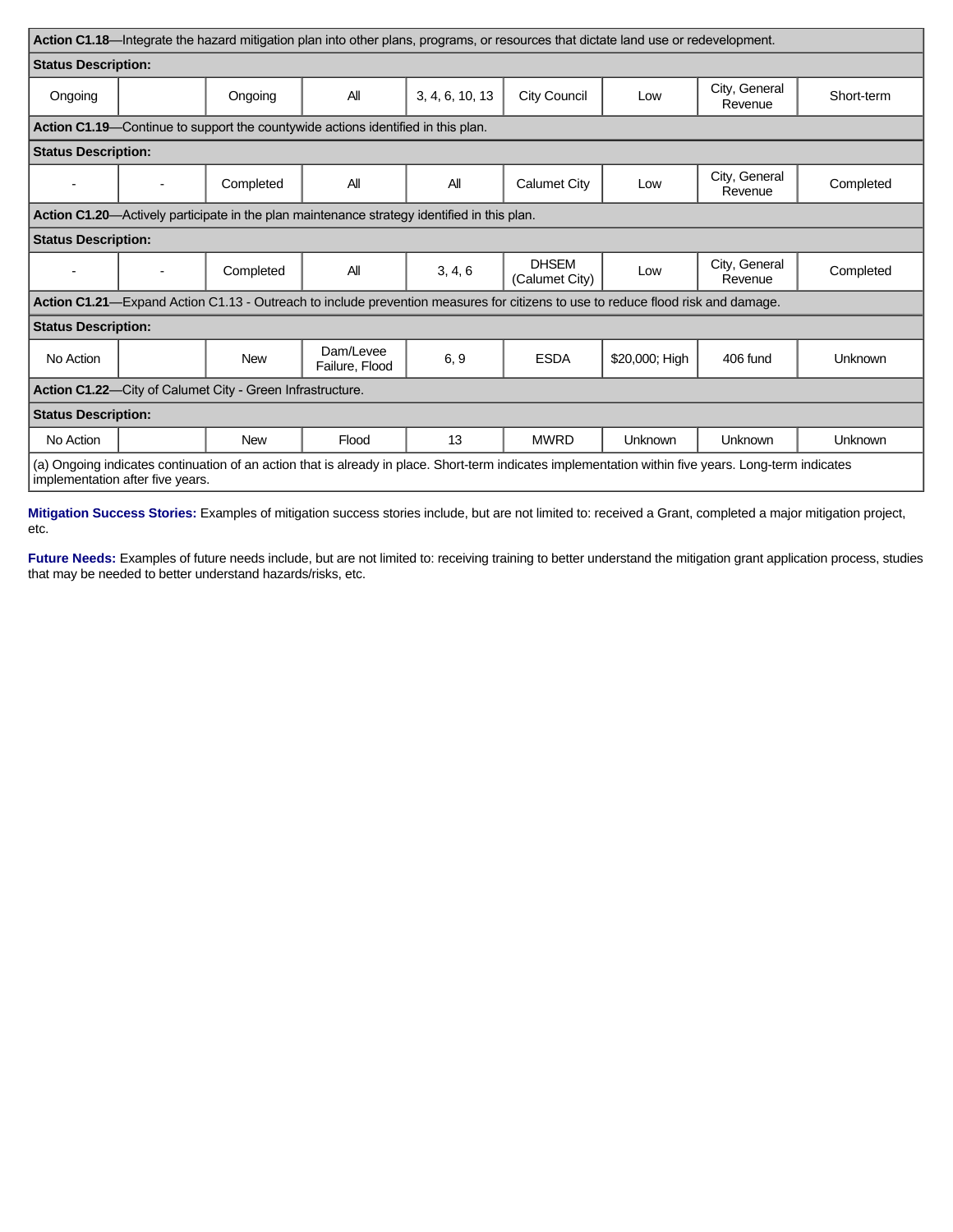| | | | | | | | | |
|---|---|---|---|---|---|---|---|---|
| **Action C1.18**—Integrate the hazard mitigation plan into other plans, programs, or resources that dictate land use or redevelopment. | | | | | | | | |
| **Status Description:** | | | | | | | | |
| Ongoing | | Ongoing | All | 3, 4, 6, 10, 13 | City Council | Low | City, General Revenue | Short-term |
| **Action C1.19**—Continue to support the countywide actions identified in this plan. | | | | | | | | |
| **Status Description:** | | | | | | | | |
| - | - | Completed | All | All | Calumet City | Low | City, General Revenue | Completed |
| **Action C1.20**—Actively participate in the plan maintenance strategy identified in this plan. | | | | | | | | |
| **Status Description:** | | | | | | | | |
| - | - | Completed | All | 3, 4, 6 | DHSEM (Calumet City) | Low | City, General Revenue | Completed |
| **Action C1.21**—Expand Action C1.13 - Outreach to include prevention measures for citizens to use to reduce flood risk and damage. | | | | | | | | |
| **Status Description:** | | | | | | | | |
| No Action | | New | Dam/Levee Failure, Flood | 6, 9 | ESDA | $20,000; High | 406 fund | Unknown |
| **Action C1.22**—City of Calumet City - Green Infrastructure. | | | | | | | | |
| **Status Description:** | | | | | | | | |
| No Action | | New | Flood | 13 | MWRD | Unknown | Unknown | Unknown |
| (a) Ongoing indicates continuation of an action that is already in place. Short-term indicates implementation within five years. Long-term indicates implementation after five years. | | | | | | | | |

**Mitigation Success Stories:** Examples of mitigation success stories include, but are not limited to: received a Grant, completed a major mitigation project, etc.

**Future Needs:** Examples of future needs include, but are not limited to: receiving training to better understand the mitigation grant application process, studies that may be needed to better understand hazards/risks, etc.